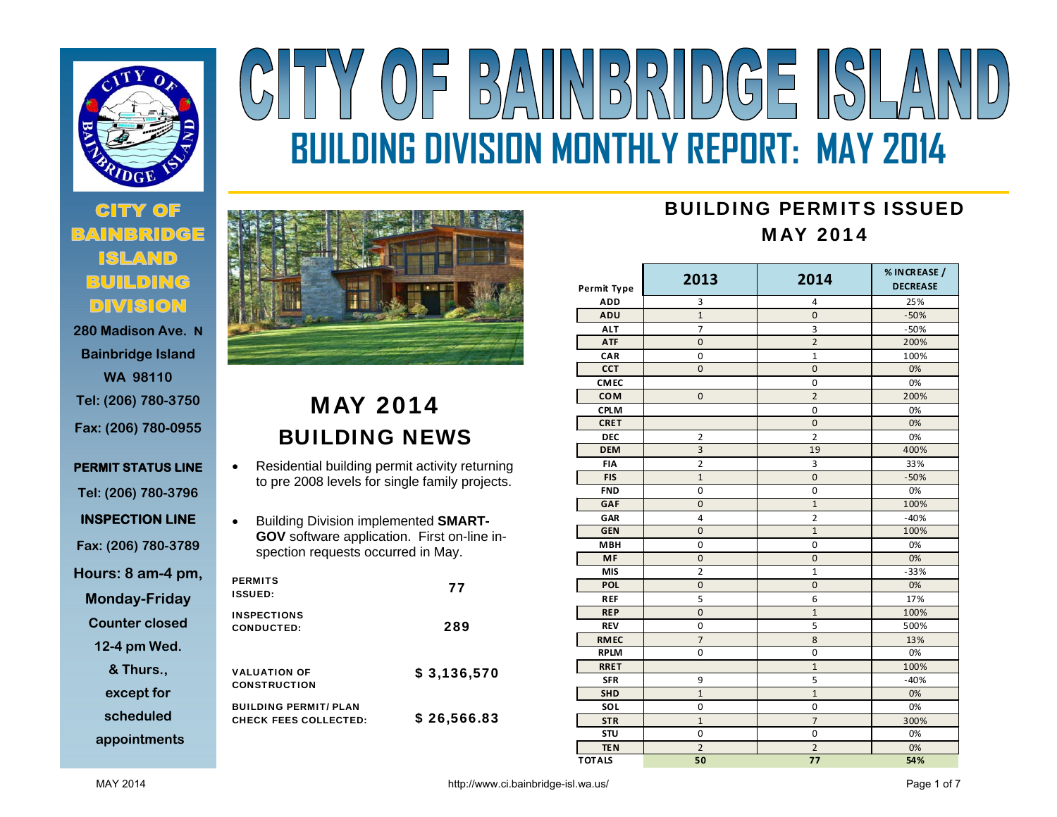# CITY OF BAINBRIDGE ISLAND

## BUILDING DIVISION MONTHLY REPORT: MAY 2014

**CITY OF BAINBRIDGE ISLAND BUILDING DIVISION**

280 Madison Ave. N
Bainbridge Island
WA 98110
Tel: (206) 780-3750
Fax: (206) 780-0955

**PERMIT STATUS LINE**
Tel: (206) 780-3796

**INSPECTION LINE**
Fax: (206) 780-3789

Hours: 8 am-4 pm, Monday-Friday
Counter closed 12-4 pm Wed. & Thurs., except for scheduled appointments

## MAY 2014 BUILDING NEWS

- Residential building permit activity returning to pre 2008 levels for single family projects.
- Building Division implemented **SMART-GOV** software application. First on-line inspection requests occurred in May.

| | |
|---|---|
| PERMITS ISSUED: | 77 |
| INSPECTIONS CONDUCTED: | 289 |
| VALUATION OF CONSTRUCTION | $ 3,136,570 |
| BUILDING PERMIT/ PLAN CHECK FEES COLLECTED: | $ 26,566.83 |

## BUILDING PERMITS ISSUED MAY 2014

| Permit Type | 2013 | 2014 | % INCREASE / DECREASE |
|---|---|---|---|
| ADD | 3 | 4 | 25% |
| ADU | 1 | 0 | -50% |
| ALT | 7 | 3 | -50% |
| ATF | 0 | 2 | 200% |
| CAR | 0 | 1 | 100% |
| CCT | 0 | 0 | 0% |
| CMEC | | 0 | 0% |
| COM | 0 | 2 | 200% |
| CPLM | | 0 | 0% |
| CRET | | 0 | 0% |
| DEC | 2 | 2 | 0% |
| DEM | 3 | 19 | 400% |
| FIA | 2 | 3 | 33% |
| FIS | 1 | 0 | -50% |
| FND | 0 | 0 | 0% |
| GAF | 0 | 1 | 100% |
| GAR | 4 | 2 | -40% |
| GEN | 0 | 1 | 100% |
| MBH | 0 | 0 | 0% |
| MF | 0 | 0 | 0% |
| MIS | 2 | 1 | -33% |
| POL | 0 | 0 | 0% |
| REF | 5 | 6 | 17% |
| REP | 0 | 1 | 100% |
| REV | 0 | 5 | 500% |
| RMEC | 7 | 8 | 13% |
| RPLM | 0 | 0 | 0% |
| RRET | | 1 | 100% |
| SFR | 9 | 5 | -40% |
| SHD | 1 | 1 | 0% |
| SOL | 0 | 0 | 0% |
| STR | 1 | 7 | 300% |
| STU | 0 | 0 | 0% |
| TEN | 2 | 2 | 0% |
| TOTALS | 50 | 77 | 54% |

http://www.ci.bainbridge-isl.wa.us/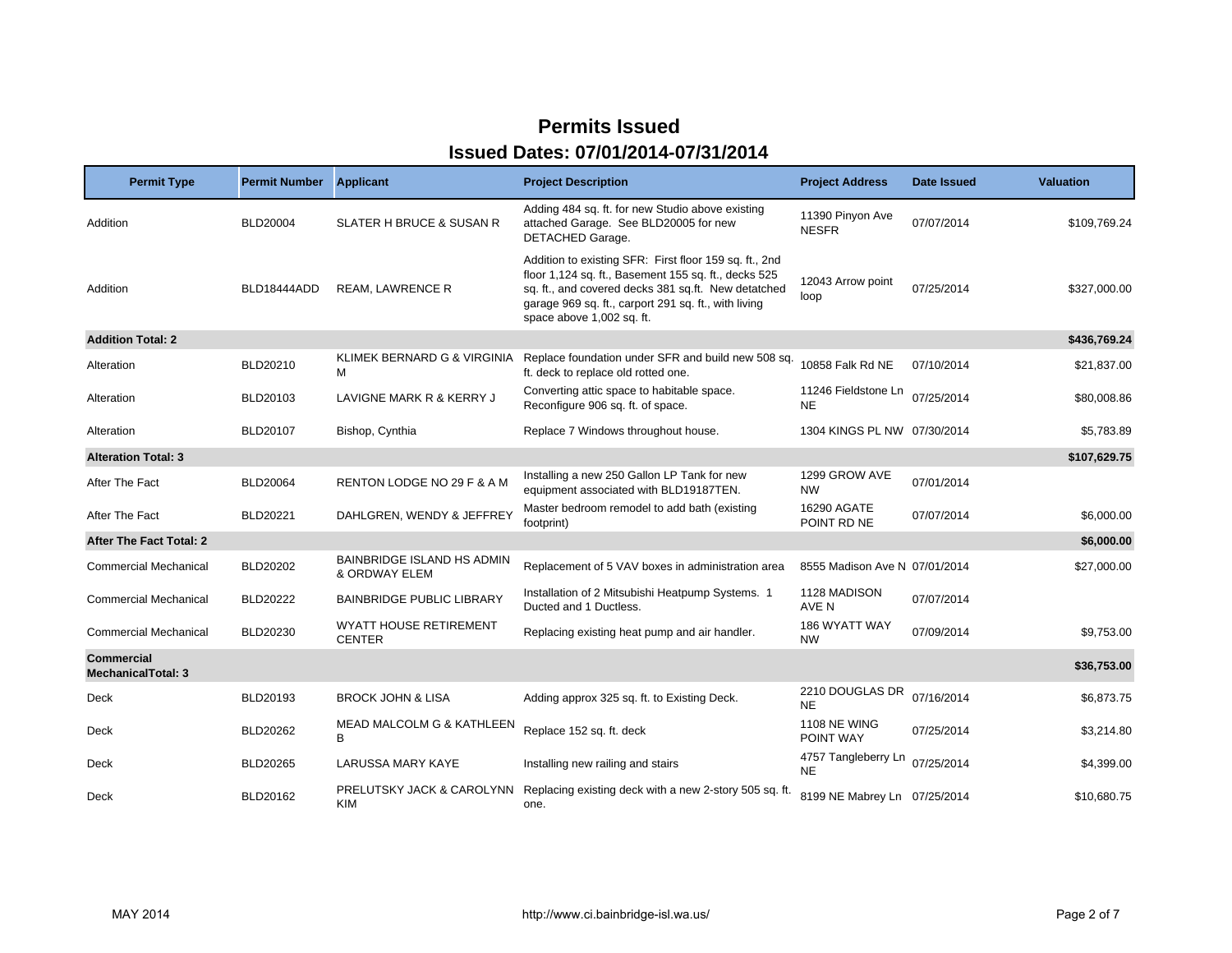# Permits Issued

## Issued Dates: 07/01/2014-07/31/2014

| Permit Type | Permit Number | Applicant | Project Description | Project Address | Date Issued | Valuation |
|---|---|---|---|---|---|---|
| Addition | BLD20004 | SLATER H BRUCE & SUSAN R | Adding 484 sq. ft. for new Studio above existing attached Garage. See BLD20005 for new DETACHED Garage. | 11390 Pinyon Ave NESFR | 07/07/2014 | $109,769.24 |
| Addition | BLD18444ADD | REAM, LAWRENCE R | Addition to existing SFR: First floor 159 sq. ft., 2nd floor 1,124 sq. ft., Basement 155 sq. ft., decks 525 sq. ft., and covered decks 381 sq.ft. New detatched garage 969 sq. ft., carport 291 sq. ft., with living space above 1,002 sq. ft. | 12043 Arrow point loop | 07/25/2014 | $327,000.00 |
| **Addition Total: 2** | | | | | | **$436,769.24** |
| Alteration | BLD20210 | KLIMEK BERNARD G & VIRGINIA M | Replace foundation under SFR and build new 508 sq. ft. deck to replace old rotted one. | 10858 Falk Rd NE | 07/10/2014 | $21,837.00 |
| Alteration | BLD20103 | LAVIGNE MARK R & KERRY J | Converting attic space to habitable space. Reconfigure 906 sq. ft. of space. | 11246 Fieldstone Ln NE | 07/25/2014 | $80,008.86 |
| Alteration | BLD20107 | Bishop, Cynthia | Replace 7 Windows throughout house. | 1304 KINGS PL NW | 07/30/2014 | $5,783.89 |
| **Alteration Total: 3** | | | | | | **$107,629.75** |
| After The Fact | BLD20064 | RENTON LODGE NO 29 F & A M | Installing a new 250 Gallon LP Tank for new equipment associated with BLD19187TEN. | 1299 GROW AVE NW | 07/01/2014 | |
| After The Fact | BLD20221 | DAHLGREN, WENDY & JEFFREY | Master bedroom remodel to add bath (existing footprint) | 16290 AGATE POINT RD NE | 07/07/2014 | $6,000.00 |
| **After The Fact Total: 2** | | | | | | **$6,000.00** |
| Commercial Mechanical | BLD20202 | BAINBRIDGE ISLAND HS ADMIN & ORDWAY ELEM | Replacement of 5 VAV boxes in administration area | 8555 Madison Ave N | 07/01/2014 | $27,000.00 |
| Commercial Mechanical | BLD20222 | BAINBRIDGE PUBLIC LIBRARY | Installation of 2 Mitsubishi Heatpump Systems. 1 Ducted and 1 Ductless. | 1128 MADISON AVE N | 07/07/2014 | |
| Commercial Mechanical | BLD20230 | WYATT HOUSE RETIREMENT CENTER | Replacing existing heat pump and air handler. | 186 WYATT WAY NW | 07/09/2014 | $9,753.00 |
| **Commercial MechanicalTotal: 3** | | | | | | **$36,753.00** |
| Deck | BLD20193 | BROCK JOHN & LISA | Adding approx 325 sq. ft. to Existing Deck. | 2210 DOUGLAS DR NE | 07/16/2014 | $6,873.75 |
| Deck | BLD20262 | MEAD MALCOLM G & KATHLEEN B | Replace 152 sq. ft. deck | 1108 NE WING POINT WAY | 07/25/2014 | $3,214.80 |
| Deck | BLD20265 | LARUSSA MARY KAYE | Installing new railing and stairs | 4757 Tangleberry Ln NE | 07/25/2014 | $4,399.00 |
| Deck | BLD20162 | PRELUTSKY JACK & CAROLYNN KIM | Replacing existing deck with a new 2-story 505 sq. ft. one. | 8199 NE Mabrey Ln | 07/25/2014 | $10,680.75 |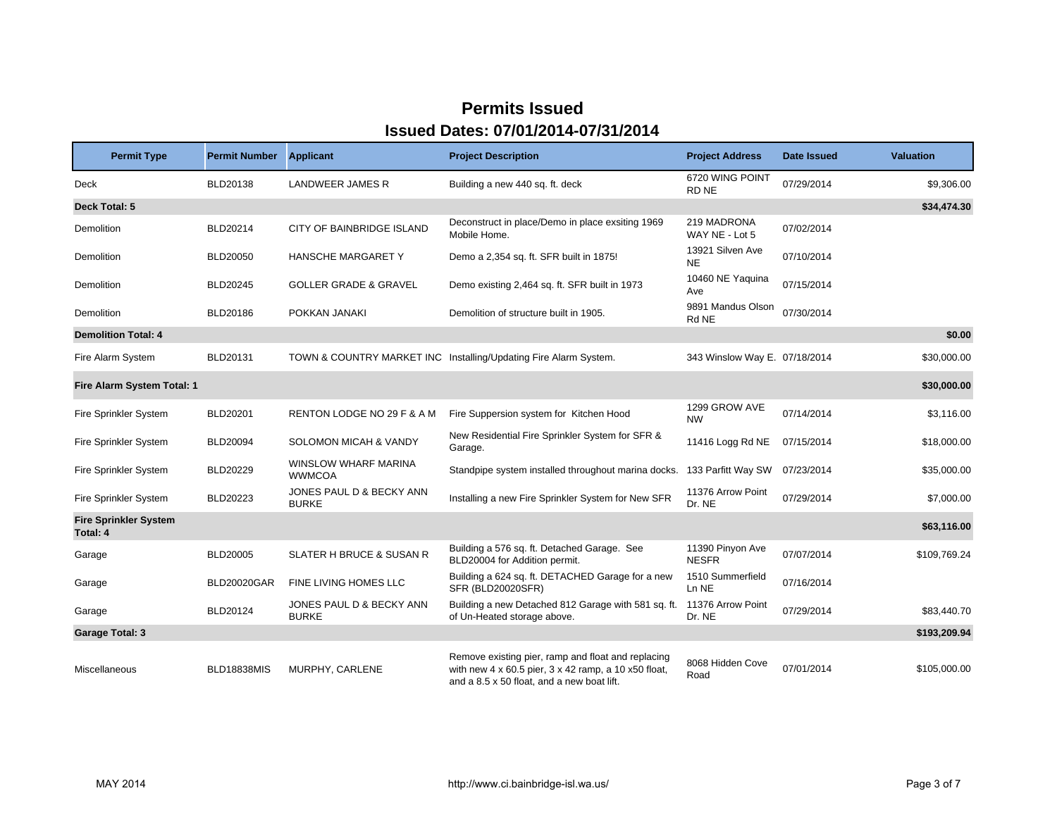# Permits Issued

## Issued Dates: 07/01/2014-07/31/2014

| Permit Type | Permit Number | Applicant | Project Description | Project Address | Date Issued | Valuation |
|---|---|---|---|---|---|---|
| Deck | BLD20138 | LANDWEER JAMES R | Building a new 440 sq. ft. deck | 6720 WING POINT RD NE | 07/29/2014 | $9,306.00 |
| **Deck Total: 5** | | | | | | **$34,474.30** |
| Demolition | BLD20214 | CITY OF BAINBRIDGE ISLAND | Deconstruct in place/Demo in place exsiting 1969 Mobile Home. | 219 MADRONA WAY NE - Lot 5 | 07/02/2014 | |
| Demolition | BLD20050 | HANSCHE MARGARET Y | Demo a 2,354 sq. ft. SFR built in 1875! | 13921 Silven Ave NE | 07/10/2014 | |
| Demolition | BLD20245 | GOLLER GRADE & GRAVEL | Demo existing 2,464 sq. ft. SFR built in 1973 | 10460 NE Yaquina Ave | 07/15/2014 | |
| Demolition | BLD20186 | POKKAN JANAKI | Demolition of structure built in 1905. | 9891 Mandus Olson Rd NE | 07/30/2014 | |
| **Demolition Total: 4** | | | | | | **$0.00** |
| Fire Alarm System | BLD20131 | TOWN & COUNTRY MARKET INC | Installing/Updating Fire Alarm System. | 343 Winslow Way E. | 07/18/2014 | $30,000.00 |
| **Fire Alarm System Total: 1** | | | | | | **$30,000.00** |
| Fire Sprinkler System | BLD20201 | RENTON LODGE NO 29 F & A M | Fire Suppersion system for Kitchen Hood | 1299 GROW AVE NW | 07/14/2014 | $3,116.00 |
| Fire Sprinkler System | BLD20094 | SOLOMON MICAH & VANDY | New Residential Fire Sprinkler System for SFR & Garage. | 11416 Logg Rd NE | 07/15/2014 | $18,000.00 |
| Fire Sprinkler System | BLD20229 | WINSLOW WHARF MARINA WWMCOA | Standpipe system installed throughout marina docks. | 133 Parfitt Way SW | 07/23/2014 | $35,000.00 |
| Fire Sprinkler System | BLD20223 | JONES PAUL D & BECKY ANN BURKE | Installing a new Fire Sprinkler System for New SFR | 11376 Arrow Point Dr. NE | 07/29/2014 | $7,000.00 |
| **Fire Sprinkler System Total: 4** | | | | | | **$63,116.00** |
| Garage | BLD20005 | SLATER H BRUCE & SUSAN R | Building a 576 sq. ft. Detached Garage. See BLD20004 for Addition permit. | 11390 Pinyon Ave NESFR | 07/07/2014 | $109,769.24 |
| Garage | BLD20020GAR | FINE LIVING HOMES LLC | Building a 624 sq. ft. DETACHED Garage for a new SFR (BLD20020SFR) | 1510 Summerfield Ln NE | 07/16/2014 | |
| Garage | BLD20124 | JONES PAUL D & BECKY ANN BURKE | Building a new Detached 812 Garage with 581 sq. ft. of Un-Heated storage above. | 11376 Arrow Point Dr. NE | 07/29/2014 | $83,440.70 |
| **Garage Total: 3** | | | | | | **$193,209.94** |
| Miscellaneous | BLD18838MIS | MURPHY, CARLENE | Remove existing pier, ramp and float and replacing with new 4 x 60.5 pier, 3 x 42 ramp, a 10 x50 float, and a 8.5 x 50 float, and a new boat lift. | 8068 Hidden Cove Road | 07/01/2014 | $105,000.00 |

MAY 2014 http://www.ci.bainbridge-isl.wa.us/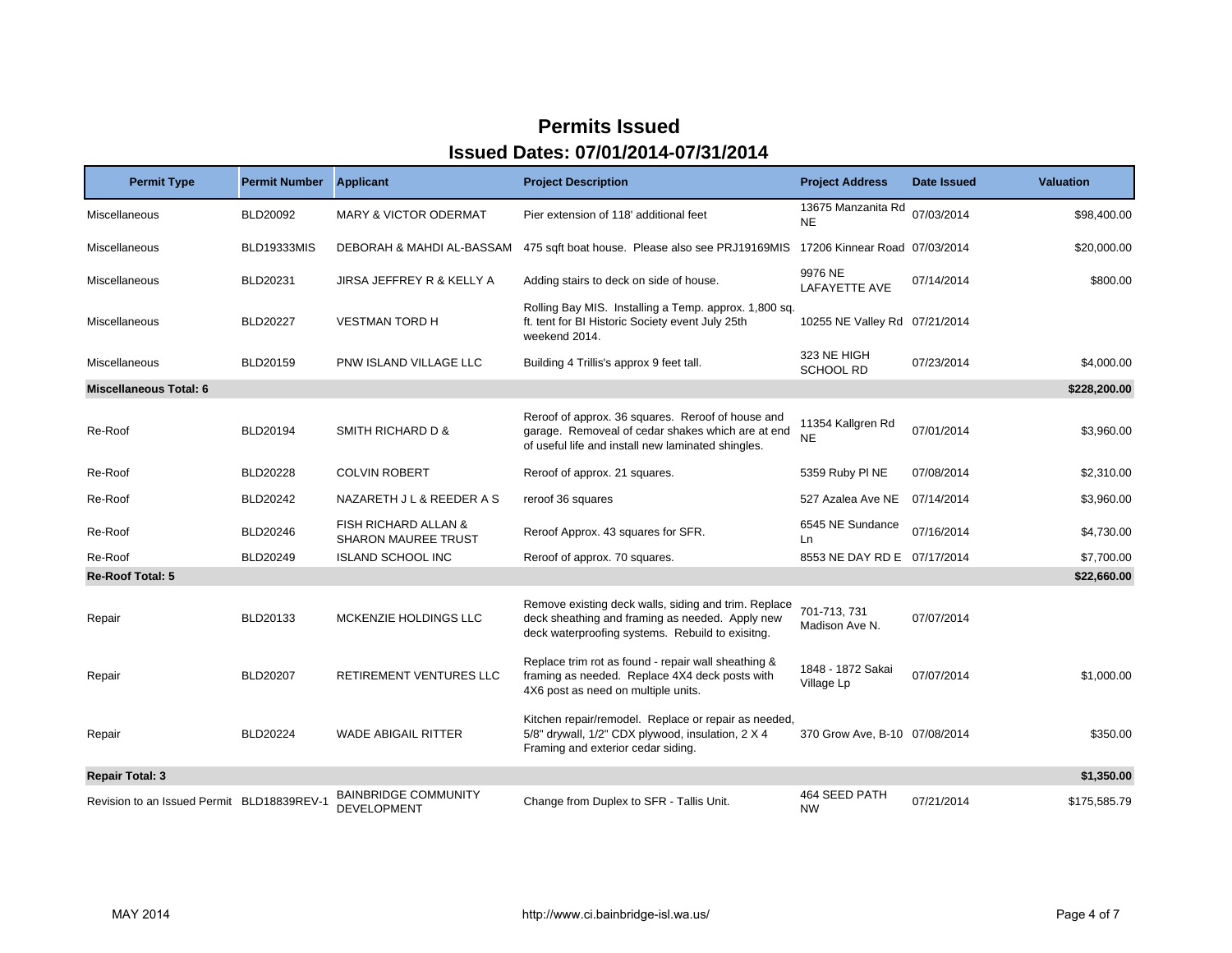# Permits Issued

## Issued Dates: 07/01/2014-07/31/2014

| Permit Type | Permit Number | Applicant | Project Description | Project Address | Date Issued | Valuation |
|---|---|---|---|---|---|---|
| Miscellaneous | BLD20092 | MARY & VICTOR ODERMAT | Pier extension of 118' additional feet | 13675 Manzanita Rd NE | 07/03/2014 | $98,400.00 |
| Miscellaneous | BLD19333MIS | DEBORAH & MAHDI AL-BASSAM | 475 sqft boat house. Please also see PRJ19169MIS | 17206 Kinnear Road | 07/03/2014 | $20,000.00 |
| Miscellaneous | BLD20231 | JIRSA JEFFREY R & KELLY A | Adding stairs to deck on side of house. | 9976 NE LAFAYETTE AVE | 07/14/2014 | $800.00 |
| Miscellaneous | BLD20227 | VESTMAN TORD H | Rolling Bay MIS. Installing a Temp. approx. 1,800 sq. ft. tent for BI Historic Society event July 25th weekend 2014. | 10255 NE Valley Rd | 07/21/2014 | |
| Miscellaneous | BLD20159 | PNW ISLAND VILLAGE LLC | Building 4 Trillis's approx 9 feet tall. | 323 NE HIGH SCHOOL RD | 07/23/2014 | $4,000.00 |
| **Miscellaneous Total: 6** | | | | | | **$228,200.00** |
| Re-Roof | BLD20194 | SMITH RICHARD D & | Reroof of approx. 36 squares. Reroof of house and garage. Removeal of cedar shakes which are at end of useful life and install new laminated shingles. | 11354 Kallgren Rd NE | 07/01/2014 | $3,960.00 |
| Re-Roof | BLD20228 | COLVIN ROBERT | Reroof of approx. 21 squares. | 5359 Ruby Pl NE | 07/08/2014 | $2,310.00 |
| Re-Roof | BLD20242 | NAZARETH J L & REEDER A S | reroof 36 squares | 527 Azalea Ave NE | 07/14/2014 | $3,960.00 |
| Re-Roof | BLD20246 | FISH RICHARD ALLAN & SHARON MAUREE TRUST | Reroof Approx. 43 squares for SFR. | 6545 NE Sundance Ln | 07/16/2014 | $4,730.00 |
| Re-Roof | BLD20249 | ISLAND SCHOOL INC | Reroof of approx. 70 squares. | 8553 NE DAY RD E | 07/17/2014 | $7,700.00 |
| **Re-Roof Total: 5** | | | | | | **$22,660.00** |
| Repair | BLD20133 | MCKENZIE HOLDINGS LLC | Remove existing deck walls, siding and trim. Replace deck sheathing and framing as needed. Apply new deck waterproofing systems. Rebuild to exisitng. | 701-713, 731 Madison Ave N. | 07/07/2014 | |
| Repair | BLD20207 | RETIREMENT VENTURES LLC | Replace trim rot as found - repair wall sheathing & framing as needed. Replace 4X4 deck posts with 4X6 post as need on multiple units. | 1848 - 1872 Sakai Village Lp | 07/07/2014 | $1,000.00 |
| Repair | BLD20224 | WADE ABIGAIL RITTER | Kitchen repair/remodel. Replace or repair as needed, 5/8" drywall, 1/2" CDX plywood, insulation, 2 X 4 Framing and exterior cedar siding. | 370 Grow Ave, B-10 | 07/08/2014 | $350.00 |
| **Repair Total: 3** | | | | | | **$1,350.00** |
| Revision to an Issued Permit | BLD18839REV-1 | BAINBRIDGE COMMUNITY DEVELOPMENT | Change from Duplex to SFR - Tallis Unit. | 464 SEED PATH NW | 07/21/2014 | $175,585.79 |

MAY 2014 http://www.ci.bainbridge-isl.wa.us/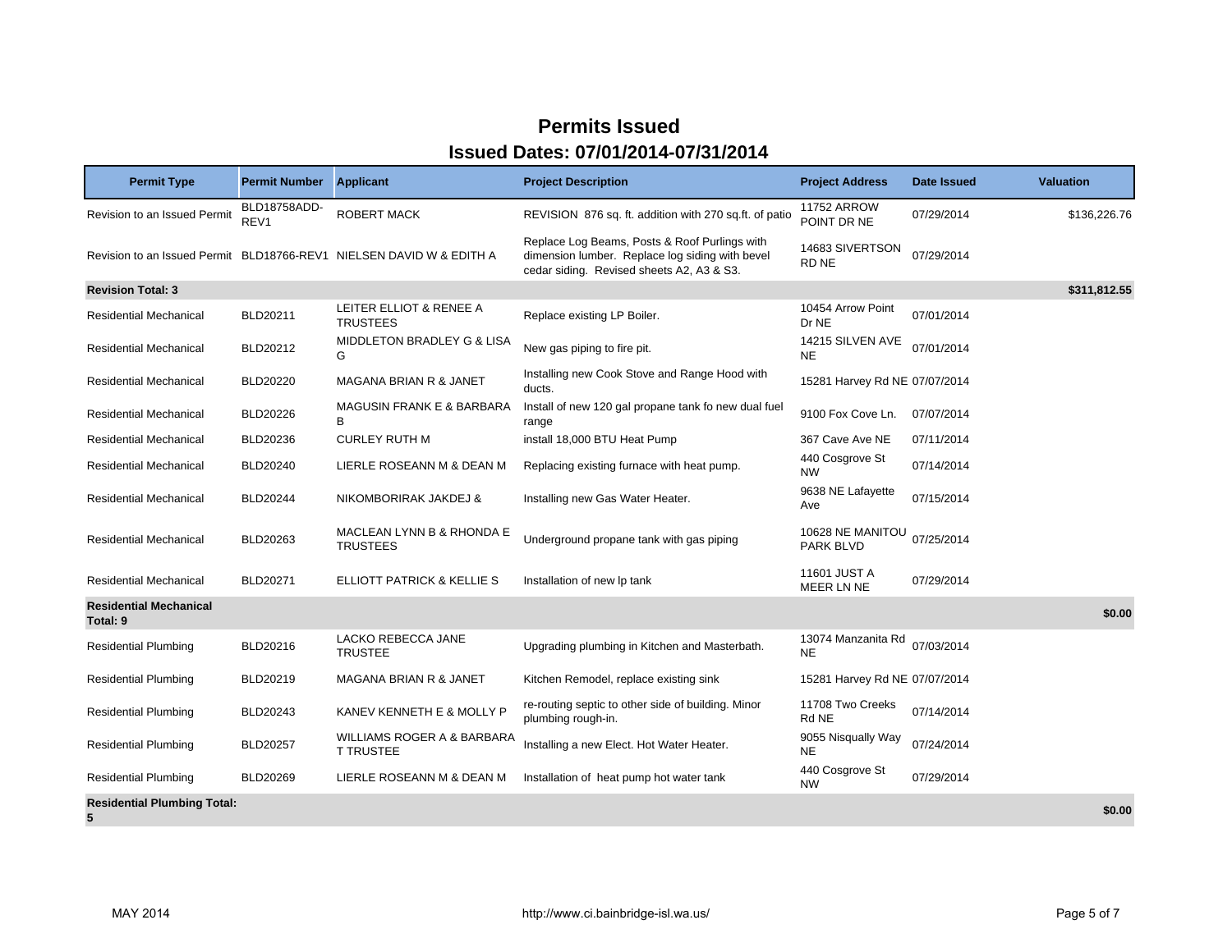# Permits Issued

## Issued Dates: 07/01/2014-07/31/2014

| Permit Type | Permit Number | Applicant | Project Description | Project Address | Date Issued | Valuation |
|---|---|---|---|---|---|---|
| Revision to an Issued Permit | BLD18758ADD-REV1 | ROBERT MACK | REVISION 876 sq. ft. addition with 270 sq.ft. of patio | 11752 ARROW POINT DR NE | 07/29/2014 | $136,226.76 |
| Revision to an Issued Permit | BLD18766-REV1 | NIELSEN DAVID W & EDITH A | Replace Log Beams, Posts & Roof Purlings with dimension lumber. Replace log siding with bevel cedar siding. Revised sheets A2, A3 & S3. | 14683 SIVERTSON RD NE | 07/29/2014 | |
| **Revision Total: 3** | | | | | | **$311,812.55** |
| Residential Mechanical | BLD20211 | LEITER ELLIOT & RENEE A TRUSTEES | Replace existing LP Boiler. | 10454 Arrow Point Dr NE | 07/01/2014 | |
| Residential Mechanical | BLD20212 | MIDDLETON BRADLEY G & LISA G | New gas piping to fire pit. | 14215 SILVEN AVE NE | 07/01/2014 | |
| Residential Mechanical | BLD20220 | MAGANA BRIAN R & JANET | Installing new Cook Stove and Range Hood with ducts. | 15281 Harvey Rd NE | 07/07/2014 | |
| Residential Mechanical | BLD20226 | MAGUSIN FRANK E & BARBARA B | Install of new 120 gal propane tank fo new dual fuel range | 9100 Fox Cove Ln. | 07/07/2014 | |
| Residential Mechanical | BLD20236 | CURLEY RUTH M | install 18,000 BTU Heat Pump | 367 Cave Ave NE | 07/11/2014 | |
| Residential Mechanical | BLD20240 | LIERLE ROSEANN M & DEAN M | Replacing existing furnace with heat pump. | 440 Cosgrove St NW | 07/14/2014 | |
| Residential Mechanical | BLD20244 | NIKOMBORIRAK JAKDEJ & | Installing new Gas Water Heater. | 9638 NE Lafayette Ave | 07/15/2014 | |
| Residential Mechanical | BLD20263 | MACLEAN LYNN B & RHONDA E TRUSTEES | Underground propane tank with gas piping | 10628 NE MANITOU PARK BLVD | 07/25/2014 | |
| Residential Mechanical | BLD20271 | ELLIOTT PATRICK & KELLIE S | Installation of new lp tank | 11601 JUST A MEER LN NE | 07/29/2014 | |
| **Residential Mechanical Total: 9** | | | | | | **$0.00** |
| Residential Plumbing | BLD20216 | LACKO REBECCA JANE TRUSTEE | Upgrading plumbing in Kitchen and Masterbath. | 13074 Manzanita Rd NE | 07/03/2014 | |
| Residential Plumbing | BLD20219 | MAGANA BRIAN R & JANET | Kitchen Remodel, replace existing sink | 15281 Harvey Rd NE | 07/07/2014 | |
| Residential Plumbing | BLD20243 | KANEV KENNETH E & MOLLY P | re-routing septic to other side of building. Minor plumbing rough-in. | 11708 Two Creeks Rd NE | 07/14/2014 | |
| Residential Plumbing | BLD20257 | WILLIAMS ROGER A & BARBARA T TRUSTEE | Installing a new Elect. Hot Water Heater. | 9055 Nisqually Way NE | 07/24/2014 | |
| Residential Plumbing | BLD20269 | LIERLE ROSEANN M & DEAN M | Installation of heat pump hot water tank | 440 Cosgrove St NW | 07/29/2014 | |
| **Residential Plumbing Total: 5** | | | | | | **$0.00** |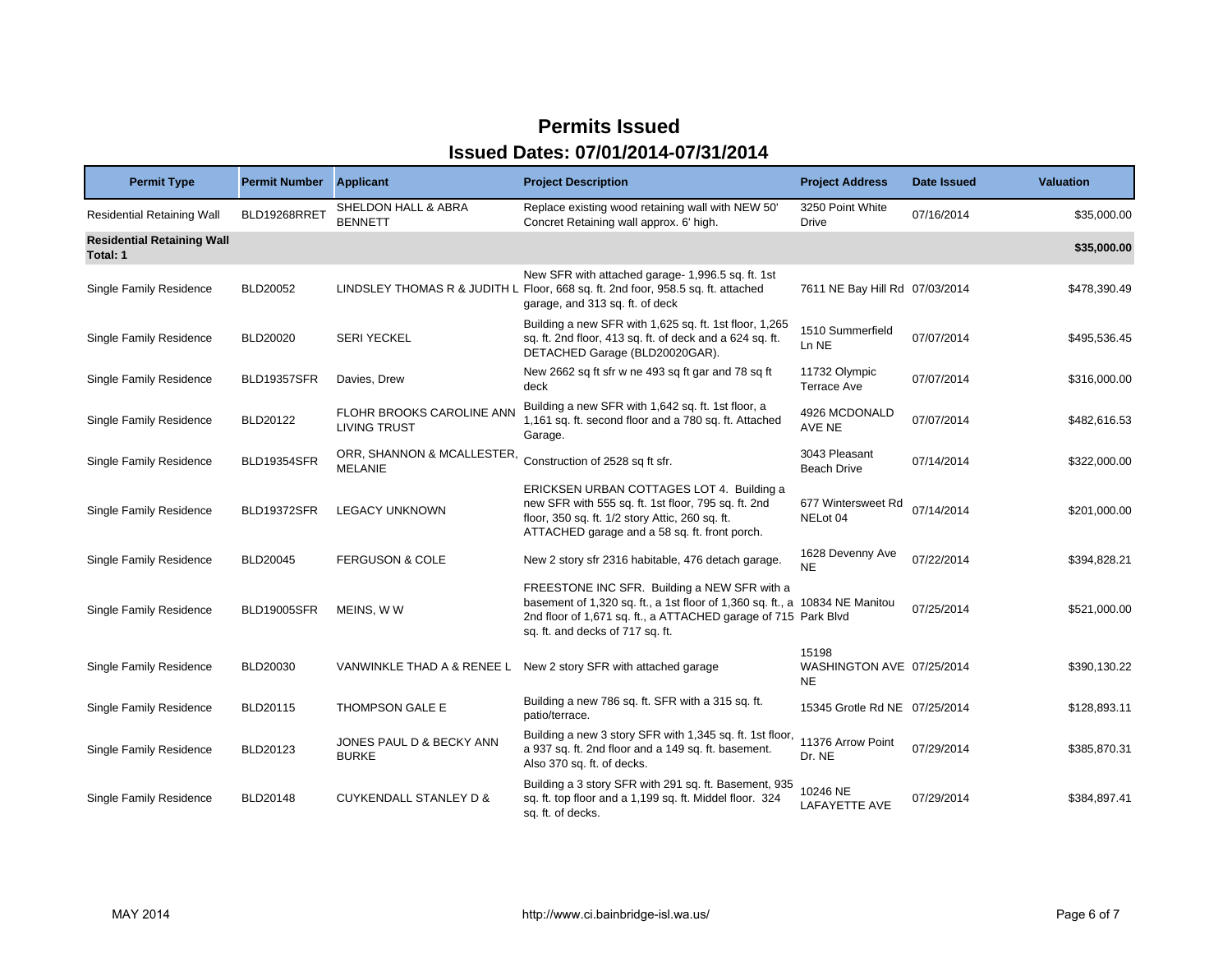# Permits Issued

## Issued Dates: 07/01/2014-07/31/2014

| Permit Type | Permit Number | Applicant | Project Description | Project Address | Date Issued | Valuation |
|---|---|---|---|---|---|---|
| Residential Retaining Wall | BLD19268RRET | SHELDON HALL & ABRA BENNETT | Replace existing wood retaining wall with NEW 50' Concret Retaining wall approx. 6' high. | 3250 Point White Drive | 07/16/2014 | $35,000.00 |
| **Residential Retaining Wall Total: 1** | | | | | | **$35,000.00** |
| Single Family Residence | BLD20052 | LINDSLEY THOMAS R & JUDITH L | New SFR with attached garage- 1,996.5 sq. ft. 1st Floor, 668 sq. ft. 2nd foor, 958.5 sq. ft. attached garage, and 313 sq. ft. of deck | 7611 NE Bay Hill Rd | 07/03/2014 | $478,390.49 |
| Single Family Residence | BLD20020 | SERI YECKEL | Building a new SFR with 1,625 sq. ft. 1st floor, 1,265 sq. ft. 2nd floor, 413 sq. ft. of deck and a 624 sq. ft. DETACHED Garage (BLD20020GAR). | 1510 Summerfield Ln NE | 07/07/2014 | $495,536.45 |
| Single Family Residence | BLD19357SFR | Davies, Drew | New 2662 sq ft sfr w ne 493 sq ft gar and 78 sq ft deck | 11732 Olympic Terrace Ave | 07/07/2014 | $316,000.00 |
| Single Family Residence | BLD20122 | FLOHR BROOKS CAROLINE ANN LIVING TRUST | Building a new SFR with 1,642 sq. ft. 1st floor, a 1,161 sq. ft. second floor and a 780 sq. ft. Attached Garage. | 4926 MCDONALD AVE NE | 07/07/2014 | $482,616.53 |
| Single Family Residence | BLD19354SFR | ORR, SHANNON & MCALLESTER, MELANIE | Construction of 2528 sq ft sfr. | 3043 Pleasant Beach Drive | 07/14/2014 | $322,000.00 |
| Single Family Residence | BLD19372SFR | LEGACY UNKNOWN | ERICKSEN URBAN COTTAGES LOT 4. Building a new SFR with 555 sq. ft. 1st floor, 795 sq. ft. 2nd floor, 350 sq. ft. 1/2 story Attic, 260 sq. ft. ATTACHED garage and a 58 sq. ft. front porch. | 677 Wintersweet Rd NELot 04 | 07/14/2014 | $201,000.00 |
| Single Family Residence | BLD20045 | FERGUSON & COLE | New 2 story sfr 2316 habitable, 476 detach garage. | 1628 Devenny Ave NE | 07/22/2014 | $394,828.21 |
| Single Family Residence | BLD19005SFR | MEINS, W W | FREESTONE INC SFR. Building a NEW SFR with a basement of 1,320 sq. ft., a 1st floor of 1,360 sq. ft., a 2nd floor of 1,671 sq. ft., a ATTACHED garage of 715 sq. ft. and decks of 717 sq. ft. | 10834 NE Manitou Park Blvd | 07/25/2014 | $521,000.00 |
| Single Family Residence | BLD20030 | VANWINKLE THAD A & RENEE L | New 2 story SFR with attached garage | 15198 WASHINGTON AVE NE | 07/25/2014 | $390,130.22 |
| Single Family Residence | BLD20115 | THOMPSON GALE E | Building a new 786 sq. ft. SFR with a 315 sq. ft. patio/terrace. | 15345 Grotle Rd NE | 07/25/2014 | $128,893.11 |
| Single Family Residence | BLD20123 | JONES PAUL D & BECKY ANN BURKE | Building a new 3 story SFR with 1,345 sq. ft. 1st floor, a 937 sq. ft. 2nd floor and a 149 sq. ft. basement. Also 370 sq. ft. of decks. | 11376 Arrow Point Dr. NE | 07/29/2014 | $385,870.31 |
| Single Family Residence | BLD20148 | CUYKENDALL STANLEY D & | Building a 3 story SFR with 291 sq. ft. Basement, 935 sq. ft. top floor and a 1,199 sq. ft. Middel floor. 324 sq. ft. of decks. | 10246 NE LAFAYETTE AVE | 07/29/2014 | $384,897.41 |

MAY 2014 http://www.ci.bainbridge-isl.wa.us/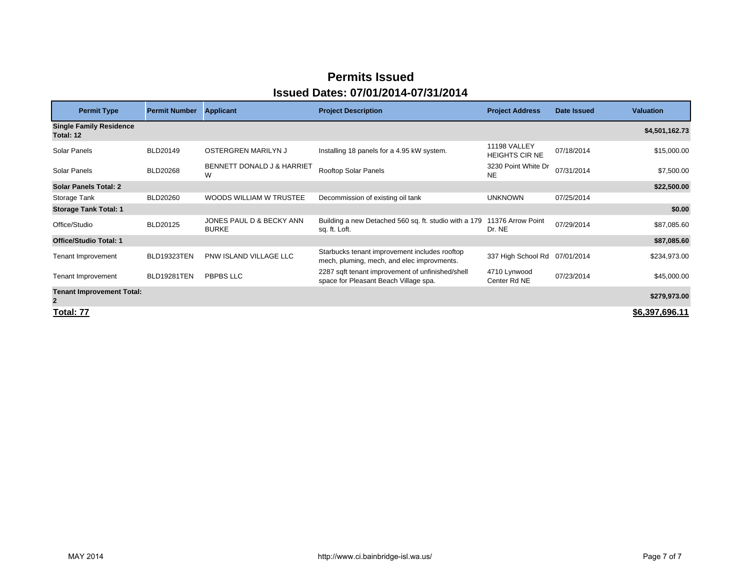# Permits Issued

## Issued Dates: 07/01/2014-07/31/2014

| Permit Type | Permit Number | Applicant | Project Description | Project Address | Date Issued | Valuation |
|---|---|---|---|---|---|---|
| **Single Family Residence Total: 12** | | | | | | **$4,501,162.73** |
| Solar Panels | BLD20149 | OSTERGREN MARILYN J | Installing 18 panels for a 4.95 kW system. | 11198 VALLEY HEIGHTS CIR NE | 07/18/2014 | $15,000.00 |
| Solar Panels | BLD20268 | BENNETT DONALD J & HARRIET W | Rooftop Solar Panels | 3230 Point White Dr NE | 07/31/2014 | $7,500.00 |
| **Solar Panels Total: 2** | | | | | | **$22,500.00** |
| Storage Tank | BLD20260 | WOODS WILLIAM W TRUSTEE | Decommission of existing oil tank | UNKNOWN | 07/25/2014 | |
| **Storage Tank Total: 1** | | | | | | **$0.00** |
| Office/Studio | BLD20125 | JONES PAUL D & BECKY ANN BURKE | Building a new Detached 560 sq. ft. studio with a 179 sq. ft. Loft. | 11376 Arrow Point Dr. NE | 07/29/2014 | $87,085.60 |
| **Office/Studio Total: 1** | | | | | | **$87,085.60** |
| Tenant Improvement | BLD19323TEN | PNW ISLAND VILLAGE LLC | Starbucks tenant improvement includes rooftop mech, pluming, mech, and elec improvments. | 337 High School Rd | 07/01/2014 | $234,973.00 |
| Tenant Improvement | BLD19281TEN | PBPBS LLC | 2287 sqft tenant improvement of unfinished/shell space for Pleasant Beach Village spa. | 4710 Lynwood Center Rd NE | 07/23/2014 | $45,000.00 |
| **Tenant Improvement Total: 2** | | | | | | **$279,973.00** |
| **Total: 77** | | | | | | **$6,397,696.11** |

MAY 2014

http://www.ci.bainbridge-isl.wa.us/